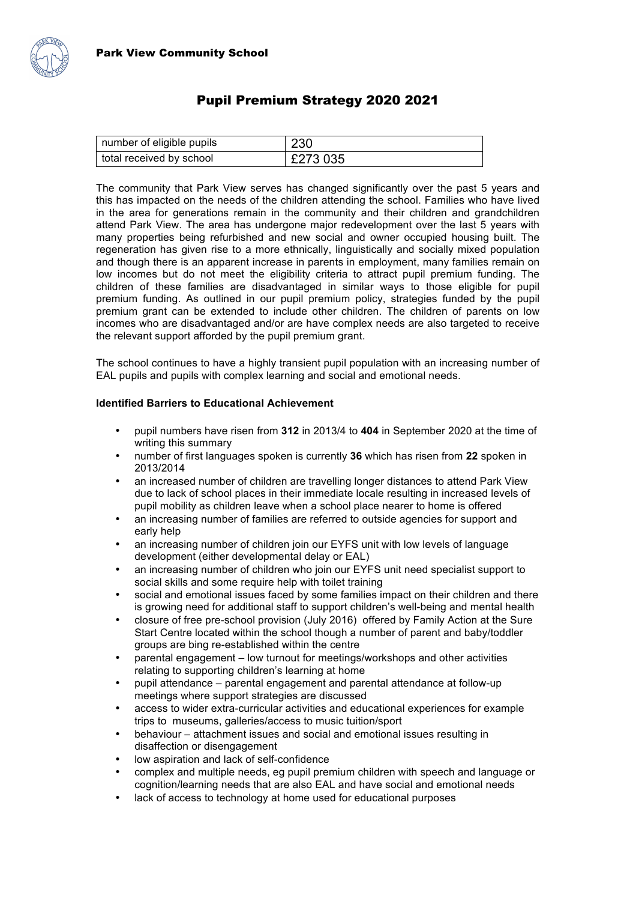Park View Community School

# Pupil Premium Strategy 2020 2021

| number of eligible pupils | 230 |
|---|---|
| total received by school | £273 035 |

The community that Park View serves has changed significantly over the past 5 years and this has impacted on the needs of the children attending the school. Families who have lived in the area for generations remain in the community and their children and grandchildren attend Park View. The area has undergone major redevelopment over the last 5 years with many properties being refurbished and new social and owner occupied housing built. The regeneration has given rise to a more ethnically, linguistically and socially mixed population and though there is an apparent increase in parents in employment, many families remain on low incomes but do not meet the eligibility criteria to attract pupil premium funding. The children of these families are disadvantaged in similar ways to those eligible for pupil premium funding. As outlined in our pupil premium policy, strategies funded by the pupil premium grant can be extended to include other children. The children of parents on low incomes who are disadvantaged and/or are have complex needs are also targeted to receive the relevant support afforded by the pupil premium grant.

The school continues to have a highly transient pupil population with an increasing number of EAL pupils and pupils with complex learning and social and emotional needs.

**Identified Barriers to Educational Achievement**

- pupil numbers have risen from **312** in 2013/4 to **404** in September 2020 at the time of writing this summary
- number of first languages spoken is currently **36** which has risen from **22** spoken in 2013/2014
- an increased number of children are travelling longer distances to attend Park View due to lack of school places in their immediate locale resulting in increased levels of pupil mobility as children leave when a school place nearer to home is offered
- an increasing number of families are referred to outside agencies for support and early help
- an increasing number of children join our EYFS unit with low levels of language development (either developmental delay or EAL)
- an increasing number of children who join our EYFS unit need specialist support to social skills and some require help with toilet training
- social and emotional issues faced by some families impact on their children and there is growing need for additional staff to support children's well-being and mental health
- closure of free pre-school provision (July 2016) offered by Family Action at the Sure Start Centre located within the school though a number of parent and baby/toddler groups are bing re-established within the centre
- parental engagement – low turnout for meetings/workshops and other activities relating to supporting children's learning at home
- pupil attendance – parental engagement and parental attendance at follow-up meetings where support strategies are discussed
- access to wider extra-curricular activities and educational experiences for example trips to museums, galleries/access to music tuition/sport
- behaviour – attachment issues and social and emotional issues resulting in disaffection or disengagement
- low aspiration and lack of self-confidence
- complex and multiple needs, eg pupil premium children with speech and language or cognition/learning needs that are also EAL and have social and emotional needs
- lack of access to technology at home used for educational purposes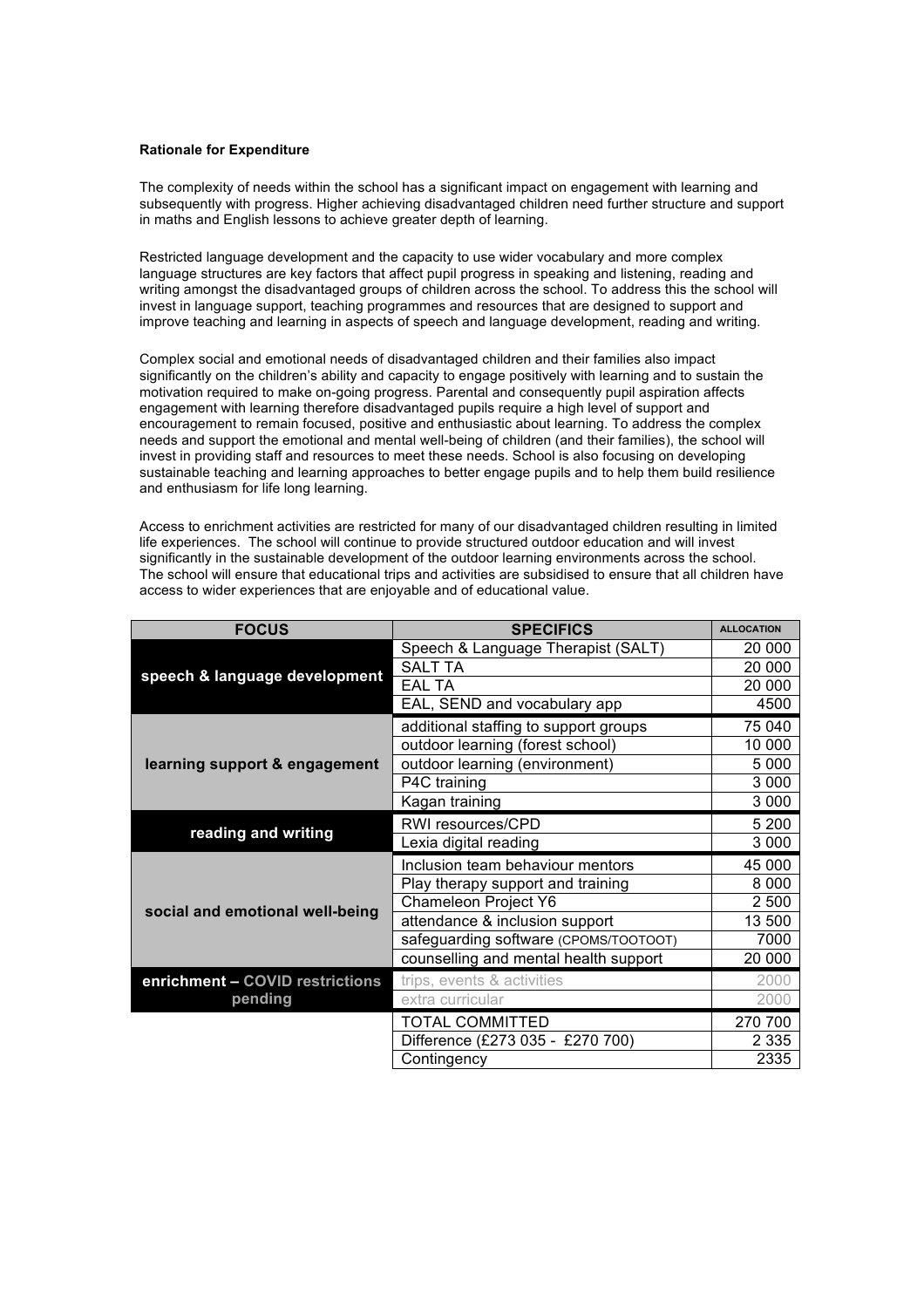**Rationale for Expenditure**

The complexity of needs within the school has a significant impact on engagement with learning and subsequently with progress. Higher achieving disadvantaged children need further structure and support in maths and English lessons to achieve greater depth of learning.

Restricted language development and the capacity to use wider vocabulary and more complex language structures are key factors that affect pupil progress in speaking and listening, reading and writing amongst the disadvantaged groups of children across the school. To address this the school will invest in language support, teaching programmes and resources that are designed to support and improve teaching and learning in aspects of speech and language development, reading and writing.

Complex social and emotional needs of disadvantaged children and their families also impact significantly on the children's ability and capacity to engage positively with learning and to sustain the motivation required to make on-going progress. Parental and consequently pupil aspiration affects engagement with learning therefore disadvantaged pupils require a high level of support and encouragement to remain focused, positive and enthusiastic about learning. To address the complex needs and support the emotional and mental well-being of children (and their families), the school will invest in providing staff and resources to meet these needs. School is also focusing on developing sustainable teaching and learning approaches to better engage pupils and to help them build resilience and enthusiasm for life long learning.

Access to enrichment activities are restricted for many of our disadvantaged children resulting in limited life experiences. The school will continue to provide structured outdoor education and will invest significantly in the sustainable development of the outdoor learning environments across the school. The school will ensure that educational trips and activities are subsidised to ensure that all children have access to wider experiences that are enjoyable and of educational value.

| FOCUS | SPECIFICS | ALLOCATION |
|---|---|---|
| speech & language development | Speech & Language Therapist (SALT) | 20 000 |
| | SALT TA | 20 000 |
| | EAL TA | 20 000 |
| | EAL, SEND and vocabulary app | 4500 |
| learning support & engagement | additional staffing to support groups | 75 040 |
| | outdoor learning (forest school) | 10 000 |
| | outdoor learning (environment) | 5 000 |
| | P4C training | 3 000 |
| | Kagan training | 3 000 |
| reading and writing | RWI resources/CPD | 5 200 |
| | Lexia digital reading | 3 000 |
| social and emotional well-being | Inclusion team behaviour mentors | 45 000 |
| | Play therapy support and training | 8 000 |
| | Chameleon Project Y6 | 2 500 |
| | attendance & inclusion support | 13 500 |
| | safeguarding software (CPOMS/TOOTOOT) | 7000 |
| | counselling and mental health support | 20 000 |
| enrichment – COVID restrictions pending | trips, events & activities | 2000 |
| | extra curricular | 2000 |
| | TOTAL COMMITTED | 270 700 |
| | Difference (£273 035 - £270 700) | 2 335 |
| | Contingency | 2335 |